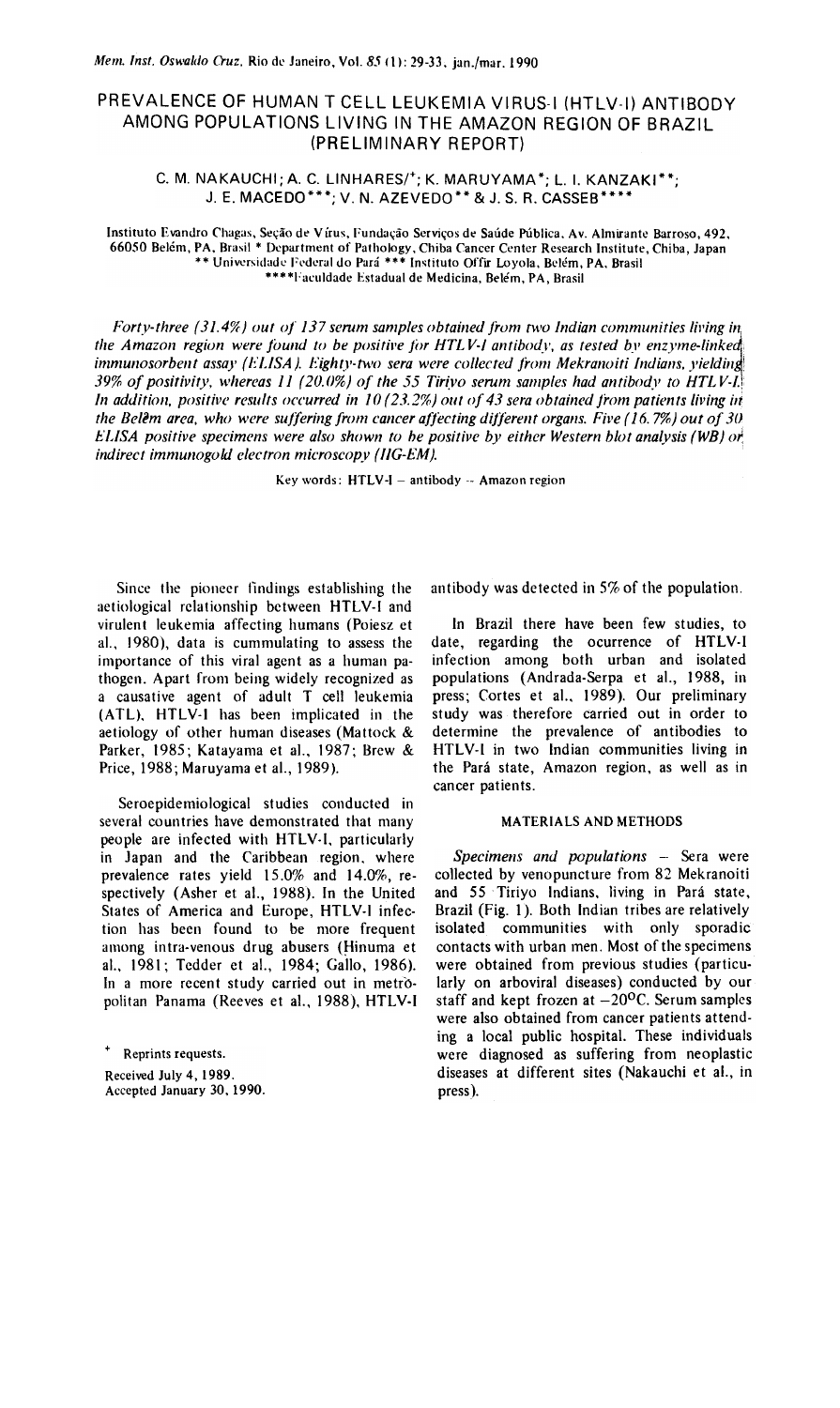# PREVALENCE OF HUMAN T CELL LEUKEMIA VIRUS-I (HTLV-I) ANTIBODY AMONG POPULATIONS LIVING IN THE AMAZON REGION OF BRAZIL (PRELIMINARY REPORT)

C. M. NAKAUCHI; A. C. LINHARES/+; K. MARUYAMA*; L. I. KANZAKI**; J. E. MACEDO***; V. N. AZEVEDO** & J. S. R. CASSEB****

Instituto Evandro Chagas, Seção de Vírus, Fundação Serviços de Saúde Pública, Av. Almirante Barroso, 492, 66050 Belém, PA, Brasil * Department of Pathology, Chiba Cancer Center Research Institute, Chiba, Japan ** Universidade Federal do Pará *** Instituto Offir Loyola, Belém, PA, Brasil **** Faculdade Estadual de Medicina, Belém, PA, Brasil

*Forty-three (31.4%) out of 137 serum samples obtained from two Indian communities living in the Amazon region were found to be positive for HTLV-I antibody, as tested by enzyme-linked immunosorbent assay (ELISA). Eighty-two sera were collected from Mekranoiti Indians, yielding 39% of positivity, whereas 11 (20.0%) of the 55 Tiriyo serum samples had antibody to HTLV-I. In addition, positive results occurred in 10 (23.2%) out of 43 sera obtained from patients living in the Belém area, who were suffering from cancer affecting different organs. Five (16.7%) out of 30 ELISA positive specimens were also shown to be positive by either Western blot analysis (WB) or indirect immunogold electron microscopy (IIG-EM).*

Key words: HTLV-I – antibody – Amazon region

Since the pioneer findings establishing the aetiological relationship between HTLV-I and virulent leukemia affecting humans (Poiesz et al., 1980), data is cummulating to assess the importance of this viral agent as a human pathogen. Apart from being widely recognized as a causative agent of adult T cell leukemia (ATL), HTLV-I has been implicated in the aetiology of other human diseases (Mattock & Parker, 1985; Katayama et al., 1987; Brew & Price, 1988; Maruyama et al., 1989).

Seroepidemiological studies conducted in several countries have demonstrated that many people are infected with HTLV-I, particularly in Japan and the Caribbean region, where prevalence rates yield 15.0% and 14.0%, respectively (Asher et al., 1988). In the United States of America and Europe, HTLV-I infection has been found to be more frequent among intra-venous drug abusers (Hinuma et al., 1981; Tedder et al., 1984; Gallo, 1986). In a more recent study carried out in metropolitan Panama (Reeves et al., 1988), HTLV-I antibody was detected in 5% of the population.

In Brazil there have been few studies, to date, regarding the ocurrence of HTLV-I infection among both urban and isolated populations (Andrada-Serpa et al., 1988, in press; Cortes et al., 1989). Our preliminary study was therefore carried out in order to determine the prevalence of antibodies to HTLV-I in two Indian communities living in the Pará state, Amazon region, as well as in cancer patients.

## MATERIALS AND METHODS

*Specimens and populations* – Sera were collected by venopuncture from 82 Mekranoiti and 55 Tiriyo Indians, living in Pará state, Brazil (Fig. 1). Both Indian tribes are relatively isolated communities with only sporadic contacts with urban men. Most of the specimens were obtained from previous studies (particularly on arboviral diseases) conducted by our staff and kept frozen at −20°C. Serum samples were also obtained from cancer patients attending a local public hospital. These individuals were diagnosed as suffering from neoplastic diseases at different sites (Nakauchi et al., in press).

+ Reprints requests.

Received July 4, 1989.
Accepted January 30, 1990.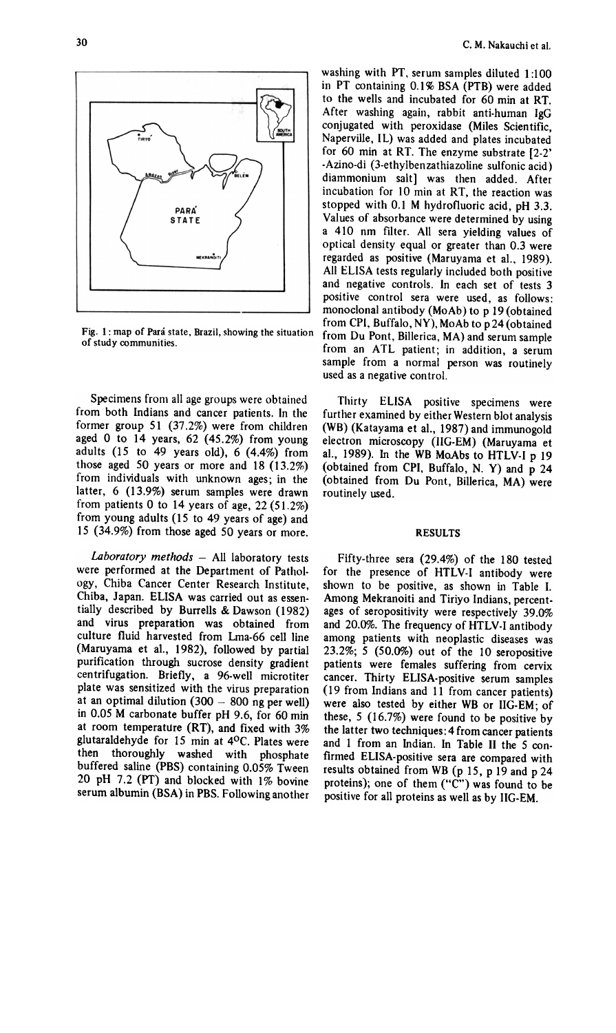Fig. 1: map of Pará state, Brazil, showing the situation of study communities.

Specimens from all age groups were obtained from both Indians and cancer patients. In the former group 51 (37.2%) were from children aged 0 to 14 years, 62 (45.2%) from young adults (15 to 49 years old), 6 (4.4%) from those aged 50 years or more and 18 (13.2%) from individuals with unknown ages; in the latter, 6 (13.9%) serum samples were drawn from patients 0 to 14 years of age, 22 (51.2%) from young adults (15 to 49 years of age) and 15 (34.9%) from those aged 50 years or more.

*Laboratory methods* – All laboratory tests were performed at the Department of Pathology, Chiba Cancer Center Research Institute, Chiba, Japan. ELISA was carried out as essentially described by Burrells & Dawson (1982) and virus preparation was obtained from culture fluid harvested from Lma-66 cell line (Maruyama et al., 1982), followed by partial purification through sucrose density gradient centrifugation. Briefly, a 96-well microtiter plate was sensitized with the virus preparation at an optimal dilution (300 – 800 ng per well) in 0.05 M carbonate buffer pH 9.6, for 60 min at room temperature (RT), and fixed with 3% glutaraldehyde for 15 min at 4°C. Plates were then thoroughly washed with phosphate buffered saline (PBS) containing 0.05% Tween 20 pH 7.2 (PT) and blocked with 1% bovine serum albumin (BSA) in PBS. Following another washing with PT, serum samples diluted 1:100 in PT containing 0.1% BSA (PTB) were added to the wells and incubated for 60 min at RT. After washing again, rabbit anti-human IgG conjugated with peroxidase (Miles Scientific, Naperville, IL) was added and plates incubated for 60 min at RT. The enzyme substrate [2-2'-Azino-di (3-ethylbenzathiazoline sulfonic acid) diammonium salt] was then added. After incubation for 10 min at RT, the reaction was stopped with 0.1 M hydrofluoric acid, pH 3.3. Values of absorbance were determined by using a 410 nm filter. All sera yielding values of optical density equal or greater than 0.3 were regarded as positive (Maruyama et al., 1989). All ELISA tests regularly included both positive and negative controls. In each set of tests 3 positive control sera were used, as follows: monoclonal antibody (MoAb) to p 19 (obtained from CPI, Buffalo, NY), MoAb to p 24 (obtained from Du Pont, Billerica, MA) and serum sample from an ATL patient; in addition, a serum sample from a normal person was routinely used as a negative control.

Thirty ELISA positive specimens were further examined by either Western blot analysis (WB) (Katayama et al., 1987) and immunogold electron microscopy (IIG-EM) (Maruyama et al., 1989). In the WB MoAbs to HTLV-I p 19 (obtained from CPI, Buffalo, N. Y) and p 24 (obtained from Du Pont, Billerica, MA) were routinely used.

## RESULTS

Fifty-three sera (29.4%) of the 180 tested for the presence of HTLV-I antibody were shown to be positive, as shown in Table I. Among Mekranoiti and Tiriyo Indians, percentages of seropositivity were respectively 39.0% and 20.0%. The frequency of HTLV-I antibody among patients with neoplastic diseases was 23.2%; 5 (50.0%) out of the 10 seropositive patients were females suffering from cervix cancer. Thirty ELISA-positive serum samples (19 from Indians and 11 from cancer patients) were also tested by either WB or IIG-EM; of these, 5 (16.7%) were found to be positive by the latter two techniques: 4 from cancer patients and 1 from an Indian. In Table II the 5 confirmed ELISA-positive sera are compared with results obtained from WB (p 15, p 19 and p 24 proteins); one of them ("C") was found to be positive for all proteins as well as by IIG-EM.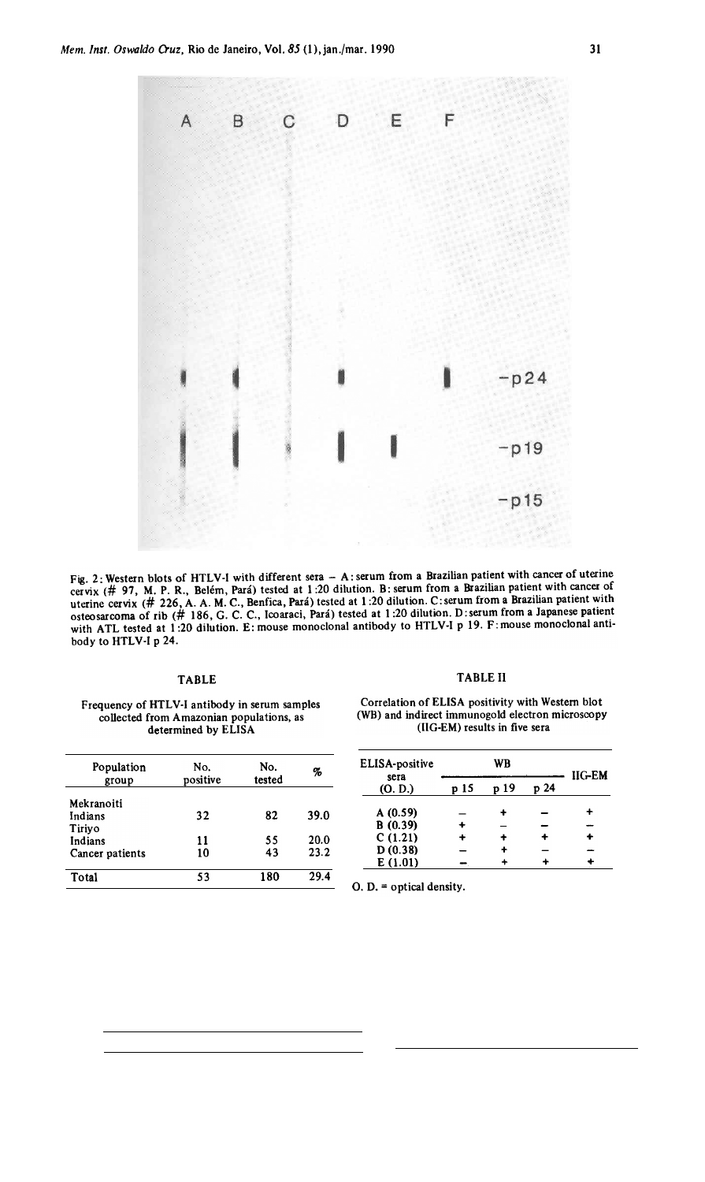Fig. 2: Western blots of HTLV-I with different sera – A: serum from a Brazilian patient with cancer of uterine cervix (# 97, M. P. R., Belém, Pará) tested at 1:20 dilution. B: serum from a Brazilian patient with cancer of uterine cervix (# 226, A. A. M. C., Benfica, Pará) tested at 1:20 dilution. C: serum from a Brazilian patient with osteosarcoma of rib (# 186, G. C. C., Icoaraci, Pará) tested at 1:20 dilution. D: serum from a Japanese patient with ATL tested at 1:20 dilution. E: mouse monoclonal antibody to HTLV-I p 19. F: mouse monoclonal antibody to HTLV-I p 24.

TABLE

Frequency of HTLV-I antibody in serum samples collected from Amazonian populations, as determined by ELISA

| Population group | No. positive | No. tested | % |
|---|---|---|---|
| Mekranoiti Indians | 32 | 82 | 39.0 |
| Tiriyo Indians | 11 | 55 | 20.0 |
| Cancer patients | 10 | 43 | 23.2 |
| Total | 53 | 180 | 29.4 |

TABLE II

Correlation of ELISA positivity with Western blot (WB) and indirect immunogold electron microscopy (IIG-EM) results in five sera

| ELISA-positive sera (O. D.) | WB | | | IIG-EM |
|---|---|---|---|---|
| | p 15 | p 19 | p 24 | |
| A (0.59) | – | + | – | + |
| B (0.39) | + | – | – | – |
| C (1.21) | + | + | + | + |
| D (0.38) | – | + | – | – |
| E (1.01) | – | + | + | + |

O. D. = optical density.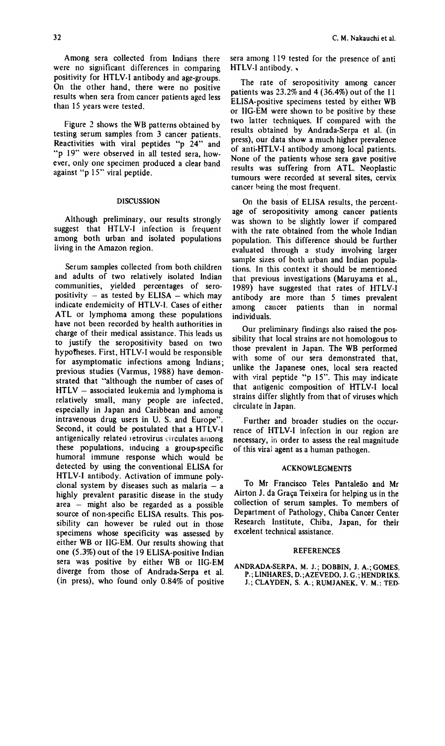Among sera collected from Indians there were no significant differences in comparing positivity for HTLV-I antibody and age-groups. On the other hand, there were no positive results when sera from cancer patients aged less than 15 years were tested.

Figure 2 shows the WB patterns obtained by testing serum samples from 3 cancer patients. Reactivities with viral peptides "p 24" and "p 19" were observed in all tested sera, however, only one specimen produced a clear band against "p 15" viral peptide.

## DISCUSSION

Although preliminary, our results strongly suggest that HTLV-I infection is frequent among both urban and isolated populations living in the Amazon region.

Serum samples collected from both children and adults of two relatively isolated Indian communities, yielded percentages of seropositivity – as tested by ELISA – which may indicate endemicity of HTLV-I. Cases of either ATL or lymphoma among these populations have not been recorded by health authorities in charge of their medical assistance. This leads us to justify the seropositivity based on two hypotheses. First, HTLV-I would be responsible for asymptomatic infections among Indians; previous studies (Varmus, 1988) have demonstrated that "although the number of cases of HTLV – associated leukemia and lymphoma is relatively small, many people are infected, especially in Japan and Caribbean and among intravenous drug users in U. S. and Europe". Second, it could be postulated that a HTLV-I antigenically related retrovirus circulates among these populations, inducing a group-specific humoral immune response which would be detected by using the conventional ELISA for HTLV-I antibody. Activation of immune polyclonal system by diseases such as malaria – a highly prevalent parasitic disease in the study area – might also be regarded as a possible source of non-specific ELISA results. This possibility can however be ruled out in those specimens whose specificity was assessed by either WB or IIG-EM. Our results showing that one (5.3%) out of the 19 ELISA-positive Indian sera was positive by either WB or IIG-EM diverge from those of Andrada-Serpa et al. (in press), who found only 0.84% of positive sera among 119 tested for the presence of anti HTLV-I antibody.

The rate of seropositivity among cancer patients was 23.2% and 4 (36.4%) out of the 11 ELISA-positive specimens tested by either WB or IIG-EM were shown to be positive by these two latter techniques. If compared with the results obtained by Andrada-Serpa et al. (in press), our data show a much higher prevalence of anti-HTLV-I antibody among local patients. None of the patients whose sera gave positive results was suffering from ATL. Neoplastic tumours were recorded at several sites, cervix cancer being the most frequent.

On the basis of ELISA results, the percentage of seropositivity among cancer patients was shown to be slightly lower if compared with the rate obtained from the whole Indian population. This difference should be further evaluated through a study involving larger sample sizes of both urban and Indian populations. In this context it should be mentioned that previous investigations (Maruyama et al., 1989) have suggested that rates of HTLV-I antibody are more than 5 times prevalent among cancer patients than in normal individuals.

Our preliminary findings also raised the possibility that local strains are not homologous to those prevalent in Japan. The WB performed with some of our sera demonstrated that, unlike the Japanese ones, local sera reacted with viral peptide "p 15". This may indicate that antigenic composition of HTLV-I local strains differ slightly from that of viruses which circulate in Japan.

Further and broader studies on the occurrence of HTLV-I infection in our region are necessary, in order to assess the real magnitude of this viral agent as a human pathogen.

## ACKNOWLEGMENTS

To Mr Francisco Teles Pantaleão and Mr Airton J. da Graça Teixeira for helping us in the collection of serum samples. To members of Department of Pathology, Chiba Cancer Center Research Institute, Chiba, Japan, for their excelent technical assistance.

## REFERENCES

ANDRADA-SERPA, M. J.; DOBBIN, J. A.; GOMES, P.; LINHARES, D.; AZEVEDO, J. G.; HENDRIKS, J.; CLAYDEN, S. A.; RUMJANEK, V. M.: TED-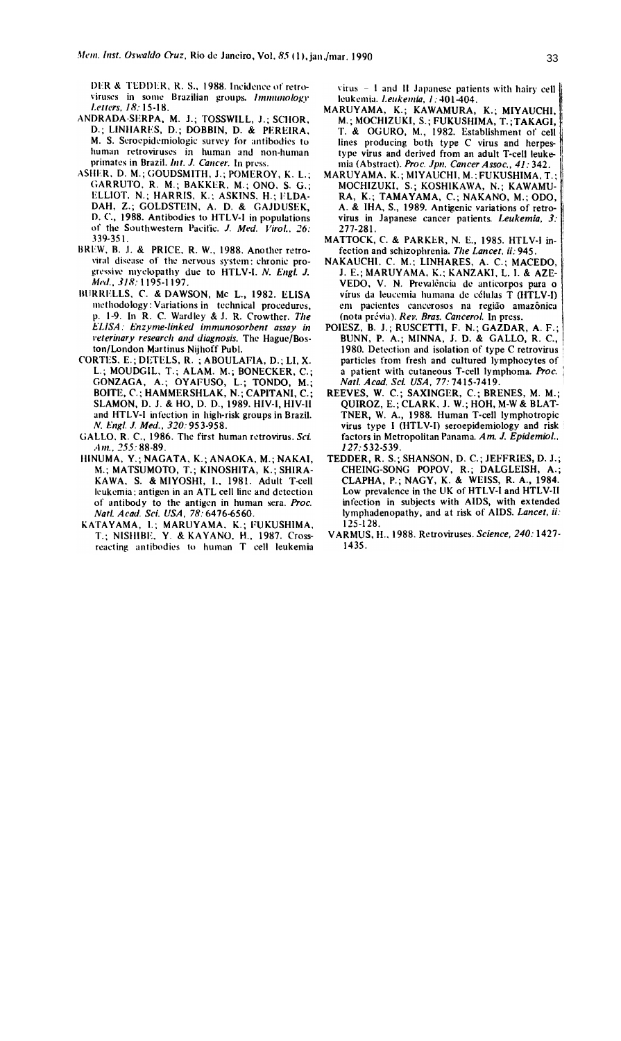DER & TEDDER, R. S., 1988. Incidence of retroviruses in some Brazilian groups. *Immunology Letters, 18:* 15-18.

ANDRADA-SERPA, M. J.; TOSSWILL, J.; SCHOR, D.; LINHARES, D.; DOBBIN, D. & PEREIRA, M. S. Seroepidemiologic survey for antibodies to human retroviruses in human and non-human primates in Brazil. *Int. J. Cancer.* In press.

ASHER, D. M.; GOUDSMITH, J.; POMEROY, K. L.; GARRUTO, R. M.; BAKKER, M.; ONO, S. G.; ELLIOT, N.; HARRIS, K.; ASKINS, H.; ELDADAH, Z.; GOLDSTEIN, A. D. & GAJDUSEK, D. C., 1988. Antibodies to HTLV-I in populations of the Southwestern Pacific. *J. Med. Virol., 26:* 339-351.

BREW, B. J. & PRICE, R. W., 1988. Another retroviral disease of the nervous system: chronic progressive myelopathy due to HTLV-I. *N. Engl. J. Med., 318:* 1195-1197.

BURRELLS, C. & DAWSON, Mc L., 1982. ELISA methodology: Variations in technical procedures, p. 1-9. In R. C. Wardley & J. R. Crowther. *The ELISA: Enzyme-linked immunosorbent assay in veterinary research and diagnosis.* The Hague/Boston/London Martinus Nijhoff Publ.

CORTES, E.; DETELS, R.; ABOULAFIA, D.; LI, X. L.; MOUDGIL, T.; ALAM, M.; BONECKER, C.; GONZAGA, A.; OYAFUSO, L.; TONDO, M.; BOITE, C.; HAMMERSHLAK, N.; CAPITANI, C.; SLAMON, D. J. & HO, D. D., 1989. HIV-I, HIV-II and HTLV-I infection in high-risk groups in Brazil. *N. Engl. J. Med., 320:* 953-958.

GALLO, R. C., 1986. The first human retrovirus. *Sci. Am., 255:* 88-89.

HINUMA, Y.; NAGATA, K.; ANAOKA, M.; NAKAI, M.; MATSUMOTO, T.; KINOSHITA, K.; SHIRAKAWA, S. & MIYOSHI, I., 1981. Adult T-cell leukemia: antigen in an ATL cell line and detection of antibody to the antigen in human sera. *Proc. Natl. Acad. Sci. USA, 78:* 6476-6560.

KATAYAMA, I.; MARUYAMA, K.; FUKUSHIMA, T.; NISHIBE, Y. & KAYANO, H., 1987. Cross-reacting antibodies to human T cell leukemia virus – I and II Japanese patients with hairy cell leukemia. *Leukemia, 1:* 401-404.

MARUYAMA, K.; KAWAMURA, K.; MIYAUCHI, M.; MOCHIZUKI, S.; FUKUSHIMA, T.; TAKAGI, T. & OGURO, M., 1982. Establishment of cell lines producing both type C virus and herpestype virus and derived from an adult T-cell leukemia (Abstract). *Proc. Jpn. Cancer Assoc., 41:* 342.

MARUYAMA, K.; MIYAUCHI, M.; FUKUSHIMA, T.; MOCHIZUKI, S.; KOSHIKAWA, N.; KAWAMURA, K.; TAMAYAMA, C.; NAKANO, M.; ODO, A. & IHA, S., 1989. Antigenic variations of retrovirus in Japanese cancer patients. *Leukemia, 3:* 277-281.

MATTOCK, C. & PARKER, N. E., 1985. HTLV-I infection and schizophrenia. *The Lancet, ii:* 945.

NAKAUCHI, C. M.; LINHARES, A. C.; MACEDO, J. E.; MARUYAMA, K.; KANZAKI, L. I. & AZEVEDO, V. N. Prevalência de anticorpos para o vírus da leucemia humana de células T (HTLV-I) em pacientes cancerosos na região amazônica (nota prévia). *Rev. Bras. Cancerol.* In press.

POIESZ, B. J.; RUSCETTI, F. N.; GAZDAR, A. F.; BUNN, P. A.; MINNA, J. D. & GALLO, R. C., 1980. Detection and isolation of type C retrovirus particles from fresh and cultured lymphocytes of a patient with cutaneous T-cell lymphoma. *Proc. Natl. Acad. Sci. USA, 77:* 7415-7419.

REEVES, W. C.; SAXINGER, C.; BRENES, M. M.; QUIROZ, E.; CLARK, J. W.; HOH, M-W & BLATTNER, W. A., 1988. Human T-cell lymphotropic virus type I (HTLV-I) seroepidemiology and risk factors in Metropolitan Panama. *Am. J. Epidemiol., 127:* 532-539.

TEDDER, R. S.; SHANSON, D. C.; JEFFRIES, D. J.; CHEING-SONG POPOV, R.; DALGLEISH, A.; CLAPHA, P.; NAGY, K. & WEISS, R. A., 1984. Low prevalence in the UK of HTLV-I and HTLV-II infection in subjects with AIDS, with extended lymphadenopathy, and at risk of AIDS. *Lancet, ii:* 125-128.

VARMUS, H., 1988. Retroviruses. *Science, 240:* 1427-1435.